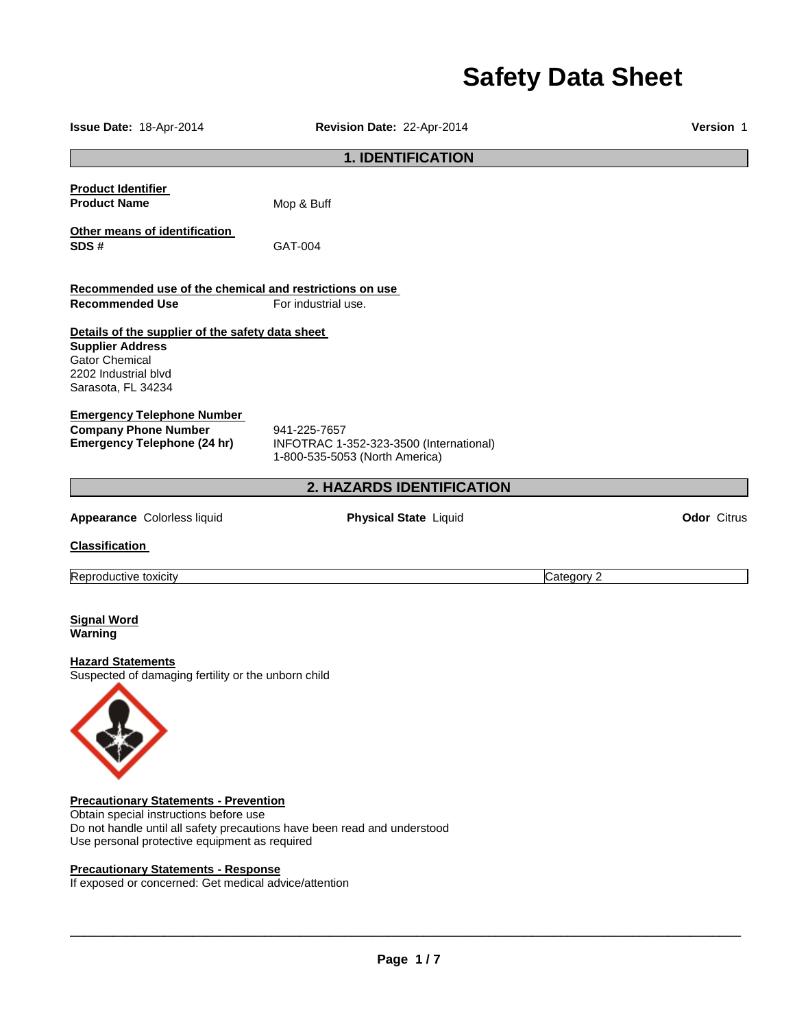# Safety Data Sheet

**Issue Date:** 18-Apr-2014 **Revision Date:** 22-Apr-2014 **Version** 1

## 1. IDENTIFICATION

**Product Identifier**

**Product Name** Mop & Buff

**Other means of identification**

**SDS #** GAT-004

**Recommended use of the chemical and restrictions on use**

**Recommended Use** For industrial use.

**Details of the supplier of the safety data sheet**

**Supplier Address**
Gator Chemical
2202 Industrial blvd
Sarasota, FL 34234

**Emergency Telephone Number**

**Company Phone Number** 941-225-7657

**Emergency Telephone (24 hr)** INFOTRAC 1-352-323-3500 (International)
1-800-535-5053 (North America)

## 2. HAZARDS IDENTIFICATION

**Appearance** Colorless liquid **Physical State** Liquid **Odor** Citrus

**Classification**

| | |
|---|---|
| Reproductive toxicity | Category 2 |

**Signal Word**
**Warning**

**Hazard Statements**
Suspected of damaging fertility or the unborn child

**Precautionary Statements - Prevention**
Obtain special instructions before use
Do not handle until all safety precautions have been read and understood
Use personal protective equipment as required

**Precautionary Statements - Response**
If exposed or concerned: Get medical advice/attention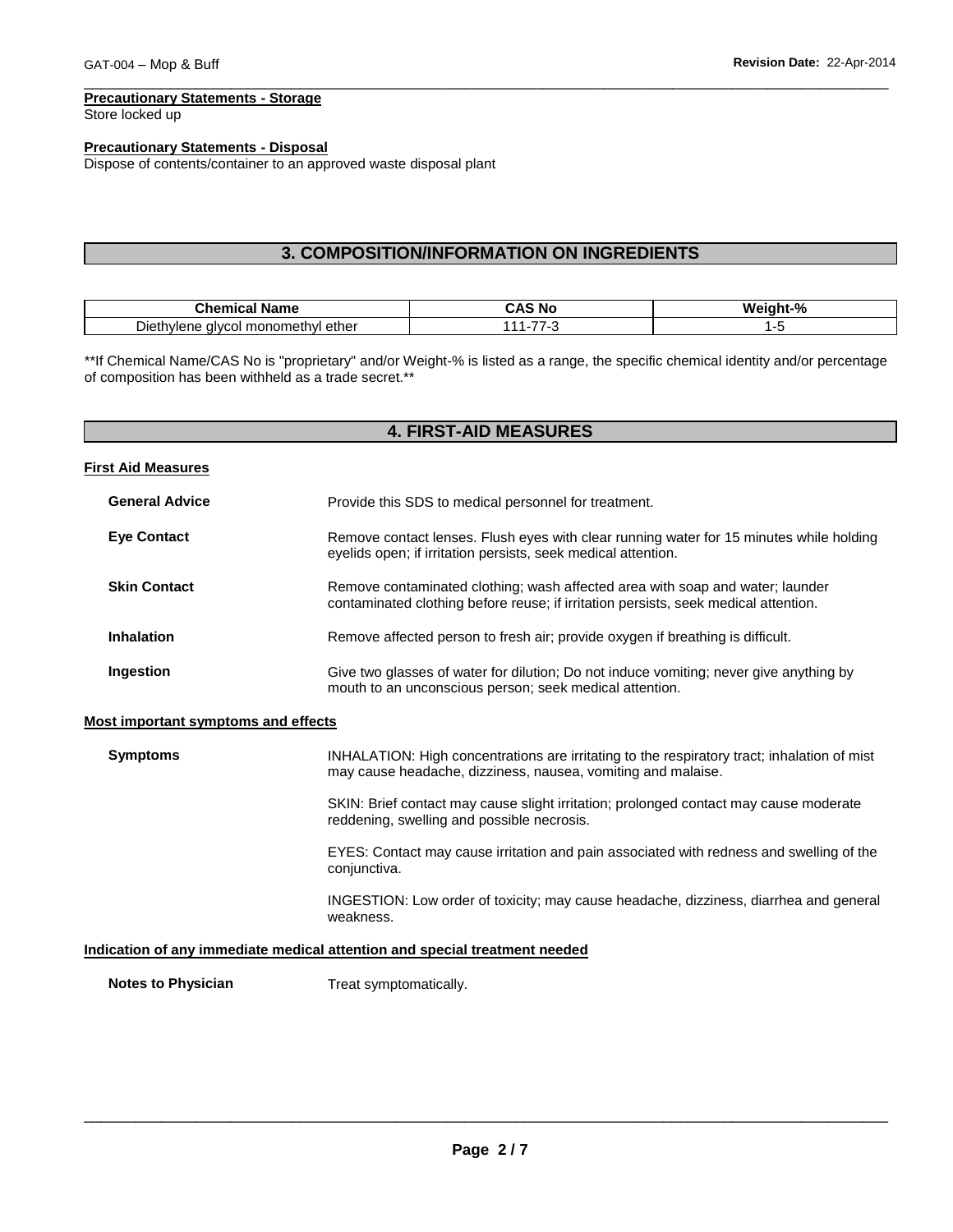**Precautionary Statements - Storage**
Store locked up

**Precautionary Statements - Disposal**
Dispose of contents/container to an approved waste disposal plant

## 3. COMPOSITION/INFORMATION ON INGREDIENTS

| Chemical Name | CAS No | Weight-% |
|---|---|---|
| Diethylene glycol monomethyl ether | 111-77-3 | 1-5 |

**If Chemical Name/CAS No is "proprietary" and/or Weight-% is listed as a range, the specific chemical identity and/or percentage of composition has been withheld as a trade secret.**

## 4. FIRST-AID MEASURES

**First Aid Measures**

**General Advice** Provide this SDS to medical personnel for treatment.

**Eye Contact** Remove contact lenses. Flush eyes with clear running water for 15 minutes while holding eyelids open; if irritation persists, seek medical attention.

**Skin Contact** Remove contaminated clothing; wash affected area with soap and water; launder contaminated clothing before reuse; if irritation persists, seek medical attention.

**Inhalation** Remove affected person to fresh air; provide oxygen if breathing is difficult.

**Ingestion** Give two glasses of water for dilution; Do not induce vomiting; never give anything by mouth to an unconscious person; seek medical attention.

**Most important symptoms and effects**

**Symptoms** INHALATION: High concentrations are irritating to the respiratory tract; inhalation of mist may cause headache, dizziness, nausea, vomiting and malaise.

SKIN: Brief contact may cause slight irritation; prolonged contact may cause moderate reddening, swelling and possible necrosis.

EYES: Contact may cause irritation and pain associated with redness and swelling of the conjunctiva.

INGESTION: Low order of toxicity; may cause headache, dizziness, diarrhea and general weakness.

**Indication of any immediate medical attention and special treatment needed**

**Notes to Physician** Treat symptomatically.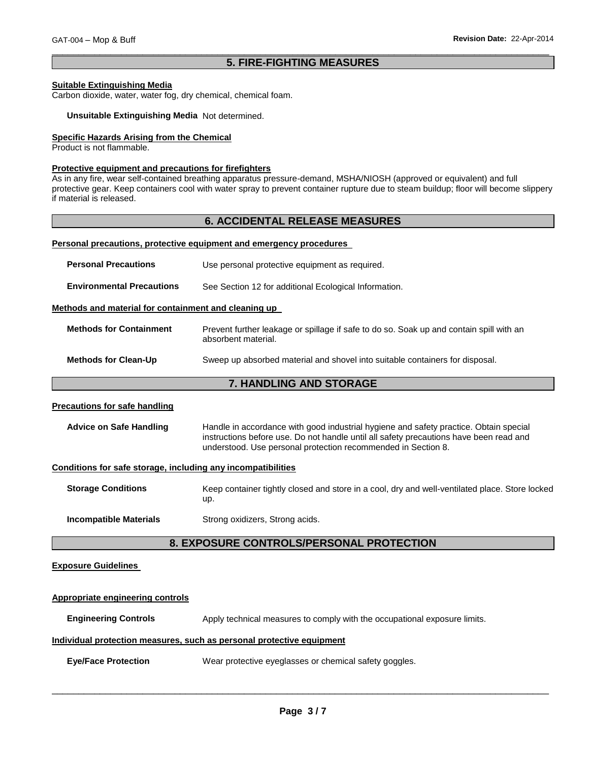## 5. FIRE-FIGHTING MEASURES

**Suitable Extinguishing Media**
Carbon dioxide, water, water fog, dry chemical, chemical foam.

**Unsuitable Extinguishing Media** Not determined.

**Specific Hazards Arising from the Chemical**
Product is not flammable.

**Protective equipment and precautions for firefighters**
As in any fire, wear self-contained breathing apparatus pressure-demand, MSHA/NIOSH (approved or equivalent) and full protective gear. Keep containers cool with water spray to prevent container rupture due to steam buildup; floor will become slippery if material is released.

## 6. ACCIDENTAL RELEASE MEASURES

**Personal precautions, protective equipment and emergency procedures**

**Personal Precautions** Use personal protective equipment as required.

**Environmental Precautions** See Section 12 for additional Ecological Information.

**Methods and material for containment and cleaning up**

**Methods for Containment** Prevent further leakage or spillage if safe to do so. Soak up and contain spill with an absorbent material.

**Methods for Clean-Up** Sweep up absorbed material and shovel into suitable containers for disposal.

## 7. HANDLING AND STORAGE

**Precautions for safe handling**

**Advice on Safe Handling** Handle in accordance with good industrial hygiene and safety practice. Obtain special instructions before use. Do not handle until all safety precautions have been read and understood. Use personal protection recommended in Section 8.

**Conditions for safe storage, including any incompatibilities**

**Storage Conditions** Keep container tightly closed and store in a cool, dry and well-ventilated place. Store locked up.

**Incompatible Materials** Strong oxidizers, Strong acids.

## 8. EXPOSURE CONTROLS/PERSONAL PROTECTION

**Exposure Guidelines**

**Appropriate engineering controls**

**Engineering Controls** Apply technical measures to comply with the occupational exposure limits.

**Individual protection measures, such as personal protective equipment**

**Eye/Face Protection** Wear protective eyeglasses or chemical safety goggles.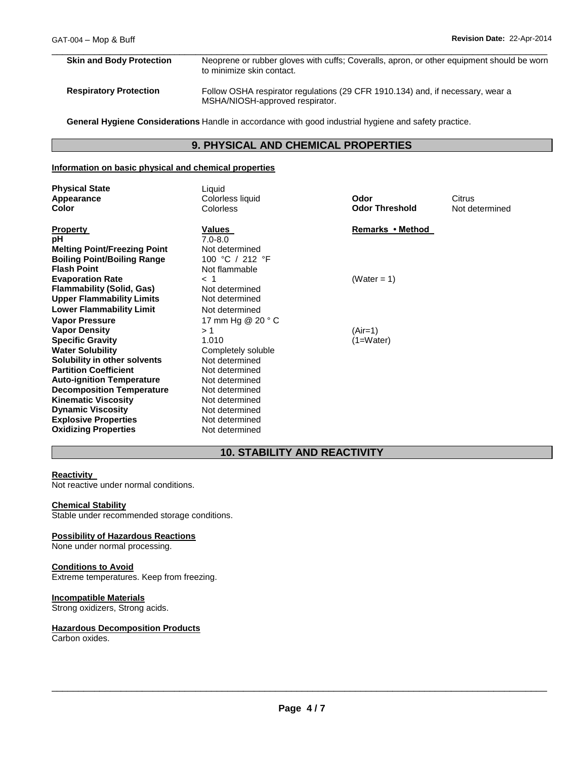| | |
|---|---|
| **Skin and Body Protection** | Neoprene or rubber gloves with cuffs; Coveralls, apron, or other equipment should be worn to minimize skin contact. |
| **Respiratory Protection** | Follow OSHA respirator regulations (29 CFR 1910.134) and, if necessary, wear a MSHA/NIOSH-approved respirator. |

**General Hygiene Considerations** Handle in accordance with good industrial hygiene and safety practice.

## 9. PHYSICAL AND CHEMICAL PROPERTIES

**Information on basic physical and chemical properties**

| | | | |
|---|---|---|---|
| **Physical State** | Liquid | | |
| **Appearance** | Colorless liquid | **Odor** | Citrus |
| **Color** | Colorless | **Odor Threshold** | Not determined |

| **Property** | **Values** | **Remarks • Method** |
|---|---|---|
| **pH** | 7.0-8.0 | |
| **Melting Point/Freezing Point** | Not determined | |
| **Boiling Point/Boiling Range** | 100 °C / 212 °F | |
| **Flash Point** | Not flammable | |
| **Evaporation Rate** | < 1 | (Water = 1) |
| **Flammability (Solid, Gas)** | Not determined | |
| **Upper Flammability Limits** | Not determined | |
| **Lower Flammability Limit** | Not determined | |
| **Vapor Pressure** | 17 mm Hg @ 20 ° C | |
| **Vapor Density** | > 1 | (Air=1) |
| **Specific Gravity** | 1.010 | (1=Water) |
| **Water Solubility** | Completely soluble | |
| **Solubility in other solvents** | Not determined | |
| **Partition Coefficient** | Not determined | |
| **Auto-ignition Temperature** | Not determined | |
| **Decomposition Temperature** | Not determined | |
| **Kinematic Viscosity** | Not determined | |
| **Dynamic Viscosity** | Not determined | |
| **Explosive Properties** | Not determined | |
| **Oxidizing Properties** | Not determined | |

## 10. STABILITY AND REACTIVITY

**Reactivity**

Not reactive under normal conditions.

**Chemical Stability**

Stable under recommended storage conditions.

**Possibility of Hazardous Reactions**

None under normal processing.

**Conditions to Avoid**

Extreme temperatures. Keep from freezing.

**Incompatible Materials**

Strong oxidizers, Strong acids.

**Hazardous Decomposition Products**

Carbon oxides.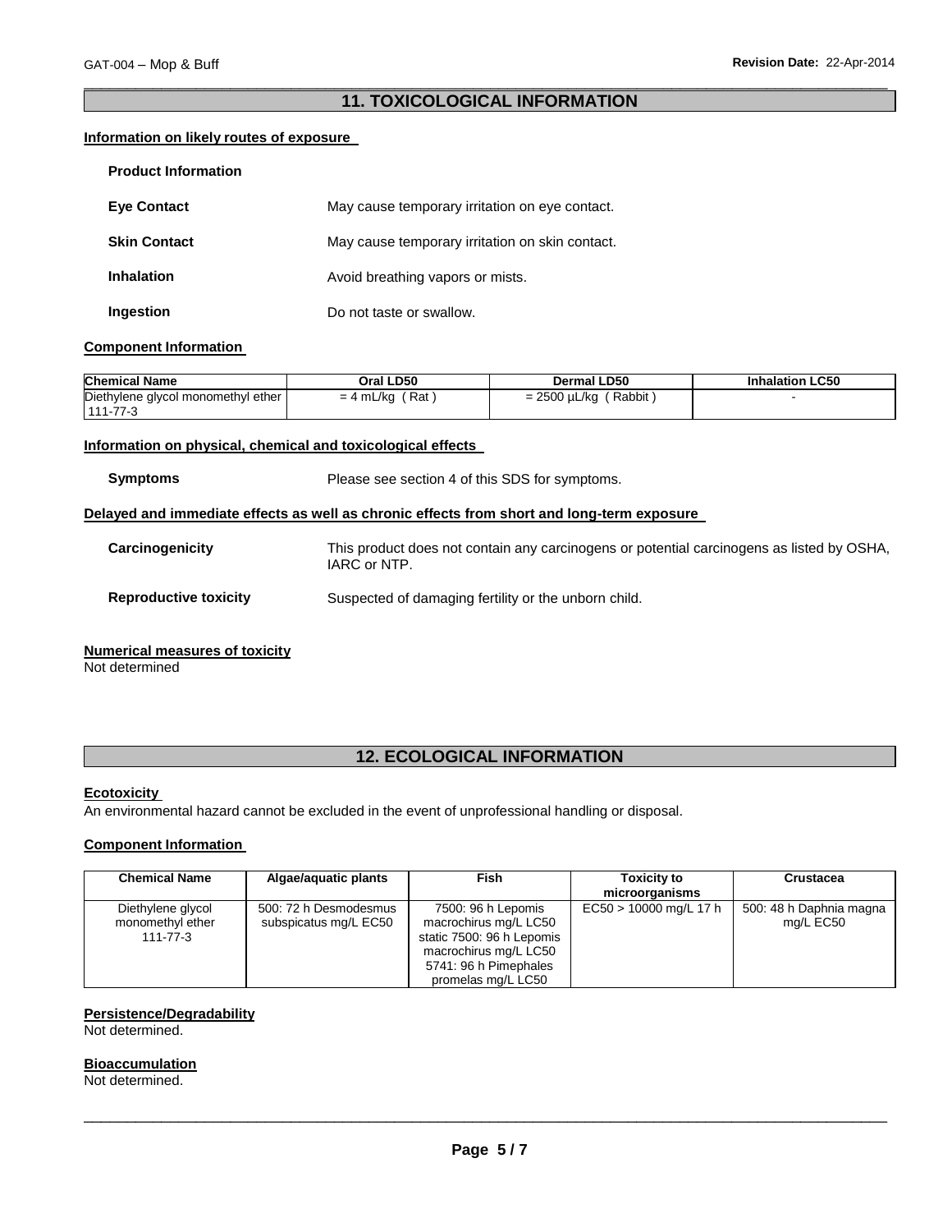## 11. TOXICOLOGICAL INFORMATION

### Information on likely routes of exposure

**Product Information**

**Eye Contact** May cause temporary irritation on eye contact.

**Skin Contact** May cause temporary irritation on skin contact.

**Inhalation** Avoid breathing vapors or mists.

**Ingestion** Do not taste or swallow.

### Component Information

| Chemical Name | Oral LD50 | Dermal LD50 | Inhalation LC50 |
|---|---|---|---|
| Diethylene glycol monomethyl ether 111-77-3 | = 4 mL/kg ( Rat ) | = 2500 µL/kg ( Rabbit ) | - |

### Information on physical, chemical and toxicological effects

**Symptoms** Please see section 4 of this SDS for symptoms.

### Delayed and immediate effects as well as chronic effects from short and long-term exposure

**Carcinogenicity** This product does not contain any carcinogens or potential carcinogens as listed by OSHA, IARC or NTP.

**Reproductive toxicity** Suspected of damaging fertility or the unborn child.

### Numerical measures of toxicity

Not determined

## 12. ECOLOGICAL INFORMATION

### Ecotoxicity

An environmental hazard cannot be excluded in the event of unprofessional handling or disposal.

### Component Information

| Chemical Name | Algae/aquatic plants | Fish | Toxicity to microorganisms | Crustacea |
|---|---|---|---|---|
| Diethylene glycol monomethyl ether 111-77-3 | 500: 72 h Desmodesmus subspicatus mg/L EC50 | 7500: 96 h Lepomis macrochirus mg/L LC50 static 7500: 96 h Lepomis macrochirus mg/L LC50 5741: 96 h Pimephales promelas mg/L LC50 | EC50 > 10000 mg/L 17 h | 500: 48 h Daphnia magna mg/L EC50 |

### Persistence/Degradability

Not determined.

### Bioaccumulation

Not determined.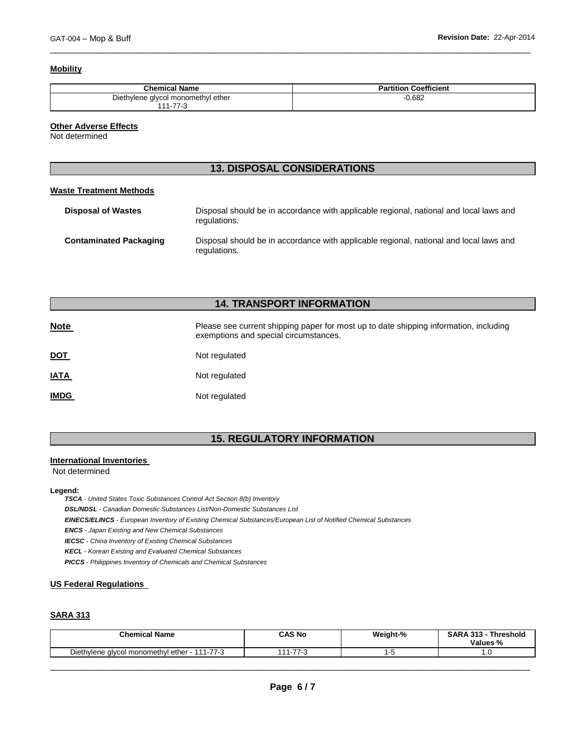### Mobility

| Chemical Name | Partition Coefficient |
| --- | --- |
| Diethylene glycol monomethyl ether 111-77-3 | -0.682 |

### Other Adverse Effects

Not determined

## 13. DISPOSAL CONSIDERATIONS

### Waste Treatment Methods

**Disposal of Wastes** Disposal should be in accordance with applicable regional, national and local laws and regulations.

**Contaminated Packaging** Disposal should be in accordance with applicable regional, national and local laws and regulations.

## 14. TRANSPORT INFORMATION

**Note** Please see current shipping paper for most up to date shipping information, including exemptions and special circumstances.

**DOT** Not regulated

**IATA** Not regulated

**IMDG** Not regulated

## 15. REGULATORY INFORMATION

### International Inventories

Not determined

**Legend:**

***TSCA*** *- United States Toxic Substances Control Act Section 8(b) Inventory*

***DSL/NDSL*** *- Canadian Domestic Substances List/Non-Domestic Substances List*

***EINECS/ELINCS*** *- European Inventory of Existing Chemical Substances/European List of Notified Chemical Substances*

***ENCS*** *- Japan Existing and New Chemical Substances*

***IECSC*** *- China Inventory of Existing Chemical Substances*

***KECL*** *- Korean Existing and Evaluated Chemical Substances*

***PICCS*** *- Philippines Inventory of Chemicals and Chemical Substances*

### US Federal Regulations

### SARA 313

| Chemical Name | CAS No | Weight-% | SARA 313 - Threshold Values % |
| --- | --- | --- | --- |
| Diethylene glycol monomethyl ether - 111-77-3 | 111-77-3 | 1-5 | 1.0 |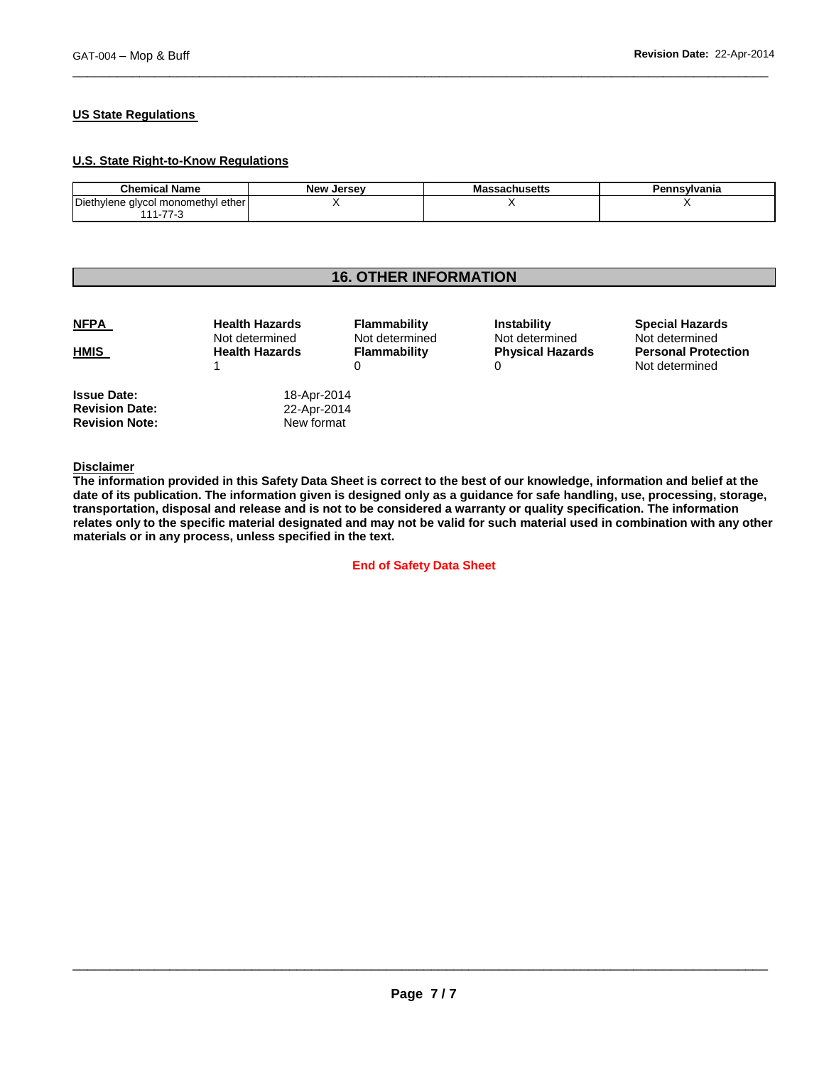### US State Regulations

#### U.S. State Right-to-Know Regulations

| Chemical Name | New Jersey | Massachusetts | Pennsylvania |
|---|---|---|---|
| Diethylene glycol monomethyl ether 111-77-3 | X | X | X |

## 16. OTHER INFORMATION

| | | | | |
|---|---|---|---|---|
| **NFPA** | **Health Hazards** Not determined | **Flammability** Not determined | **Instability** Not determined | **Special Hazards** Not determined |
| **HMIS** | **Health Hazards** 1 | **Flammability** 0 | **Physical Hazards** 0 | **Personal Protection** Not determined |

**Issue Date:** 18-Apr-2014
**Revision Date:** 22-Apr-2014
**Revision Note:** New format

**Disclaimer**

**The information provided in this Safety Data Sheet is correct to the best of our knowledge, information and belief at the date of its publication. The information given is designed only as a guidance for safe handling, use, processing, storage, transportation, disposal and release and is not to be considered a warranty or quality specification. The information relates only to the specific material designated and may not be valid for such material used in combination with any other materials or in any process, unless specified in the text.**

**End of Safety Data Sheet**